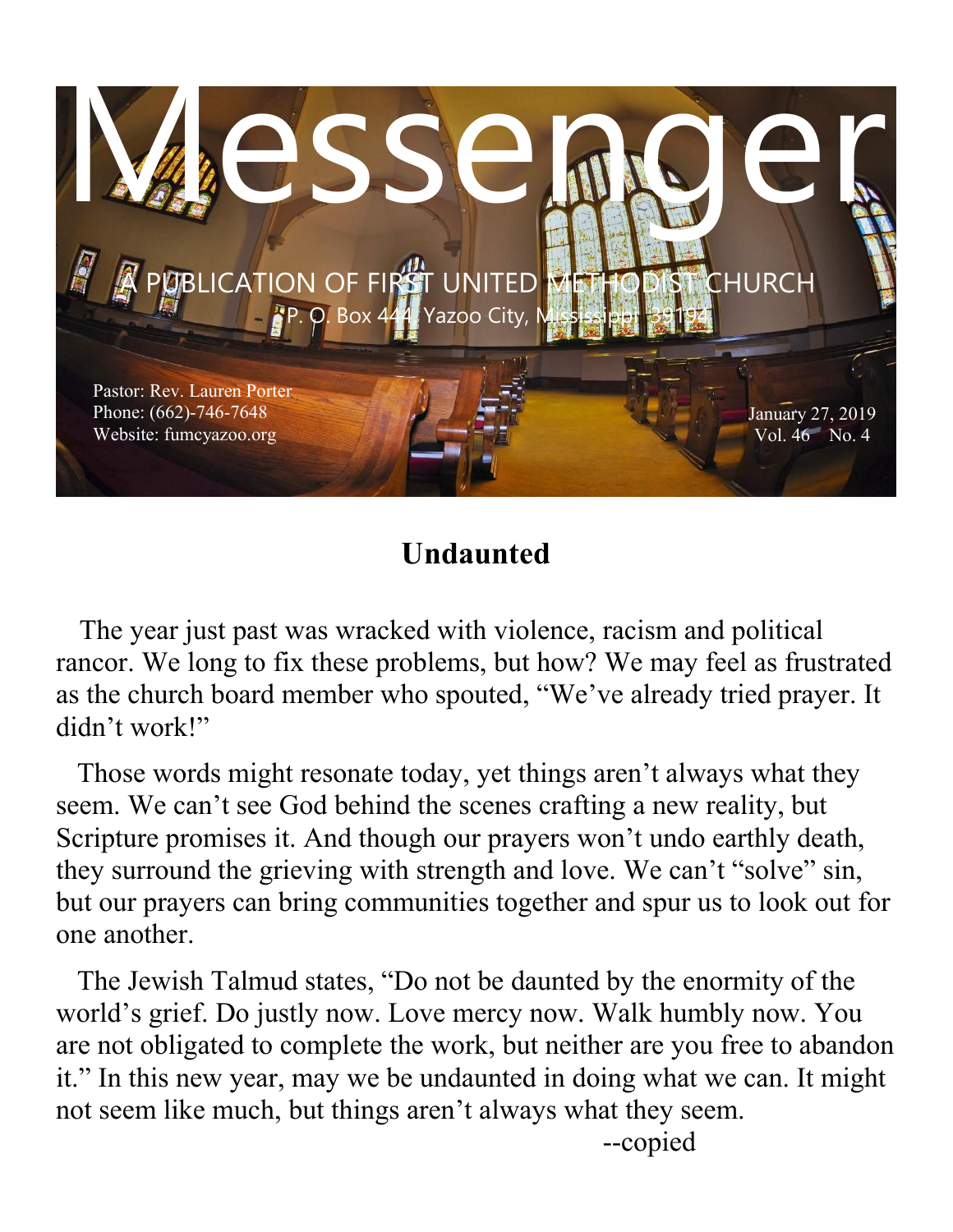# Messenger

A PUBLICATION OF FIRST UNITED METHODIST CHURCH

P. O. Box 444, Yazoo City, Mississippi 39194

Pastor: Rev. Lauren Porter
Phone: (662)-746-7648
Website: fumcyazoo.org

January 27, 2019
Vol. 46 No. 4

## Undaunted

The year just past was wracked with violence, racism and political rancor. We long to fix these problems, but how? We may feel as frustrated as the church board member who spouted, "We've already tried prayer. It didn't work!"

Those words might resonate today, yet things aren't always what they seem. We can't see God behind the scenes crafting a new reality, but Scripture promises it. And though our prayers won't undo earthly death, they surround the grieving with strength and love. We can't "solve" sin, but our prayers can bring communities together and spur us to look out for one another.

The Jewish Talmud states, "Do not be daunted by the enormity of the world's grief. Do justly now. Love mercy now. Walk humbly now. You are not obligated to complete the work, but neither are you free to abandon it." In this new year, may we be undaunted in doing what we can. It might not seem like much, but things aren't always what they seem.

--copied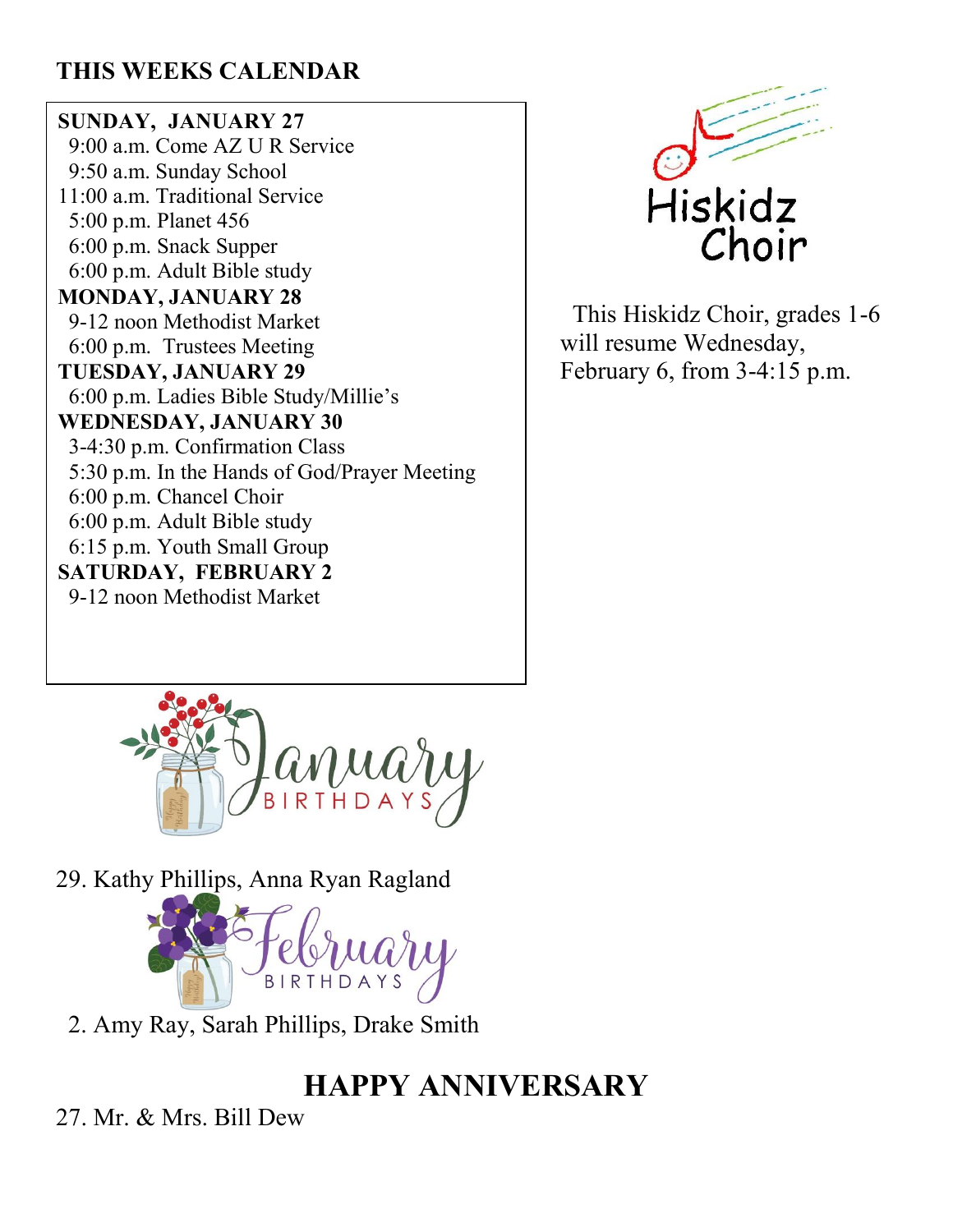## THIS WEEKS CALENDAR

**SUNDAY, JANUARY 27**
9:00 a.m. Come AZ U R Service
9:50 a.m. Sunday School
11:00 a.m. Traditional Service
5:00 p.m. Planet 456
6:00 p.m. Snack Supper
6:00 p.m. Adult Bible study

**MONDAY, JANUARY 28**
9-12 noon Methodist Market
6:00 p.m. Trustees Meeting

**TUESDAY, JANUARY 29**
6:00 p.m. Ladies Bible Study/Millie's

**WEDNESDAY, JANUARY 30**
3-4:30 p.m. Confirmation Class
5:30 p.m. In the Hands of God/Prayer Meeting
6:00 p.m. Chancel Choir
6:00 p.m. Adult Bible study
6:15 p.m. Youth Small Group

**SATURDAY, FEBRUARY 2**
9-12 noon Methodist Market

## Hiskidz Choir

This Hiskidz Choir, grades 1-6 will resume Wednesday, February 6, from 3-4:15 p.m.

## January BIRTHDAYS

29. Kathy Phillips, Anna Ryan Ragland

## February BIRTHDAYS

2. Amy Ray, Sarah Phillips, Drake Smith

## HAPPY ANNIVERSARY

27. Mr. & Mrs. Bill Dew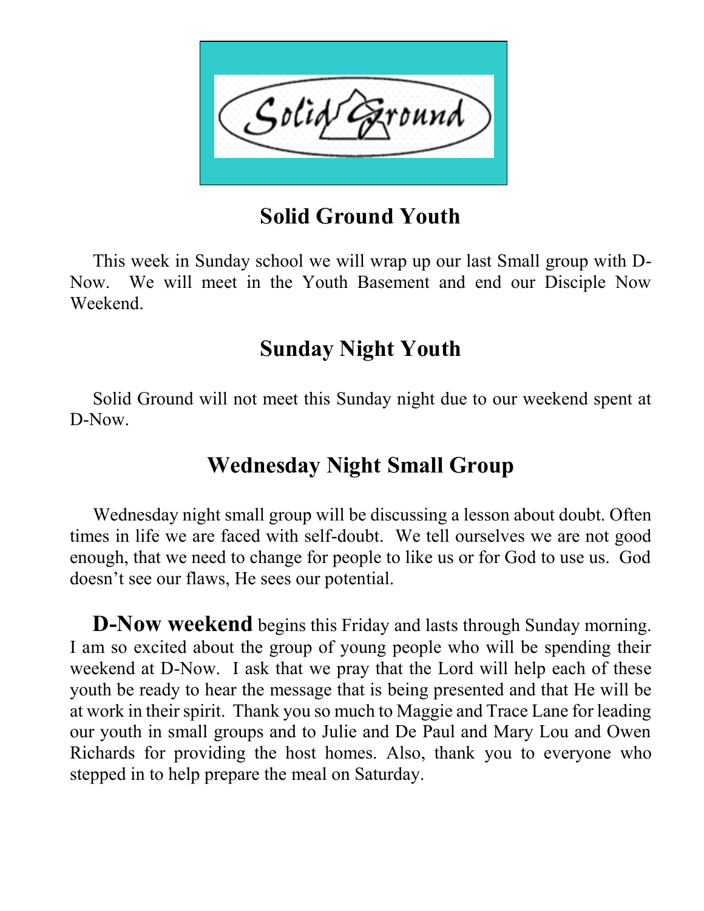## Solid Ground Youth

This week in Sunday school we will wrap up our last Small group with D-Now. We will meet in the Youth Basement and end our Disciple Now Weekend.

## Sunday Night Youth

Solid Ground will not meet this Sunday night due to our weekend spent at D-Now.

## Wednesday Night Small Group

Wednesday night small group will be discussing a lesson about doubt. Often times in life we are faced with self-doubt. We tell ourselves we are not good enough, that we need to change for people to like us or for God to use us. God doesn't see our flaws, He sees our potential.

**D-Now weekend** begins this Friday and lasts through Sunday morning. I am so excited about the group of young people who will be spending their weekend at D-Now. I ask that we pray that the Lord will help each of these youth be ready to hear the message that is being presented and that He will be at work in their spirit. Thank you so much to Maggie and Trace Lane for leading our youth in small groups and to Julie and De Paul and Mary Lou and Owen Richards for providing the host homes. Also, thank you to everyone who stepped in to help prepare the meal on Saturday.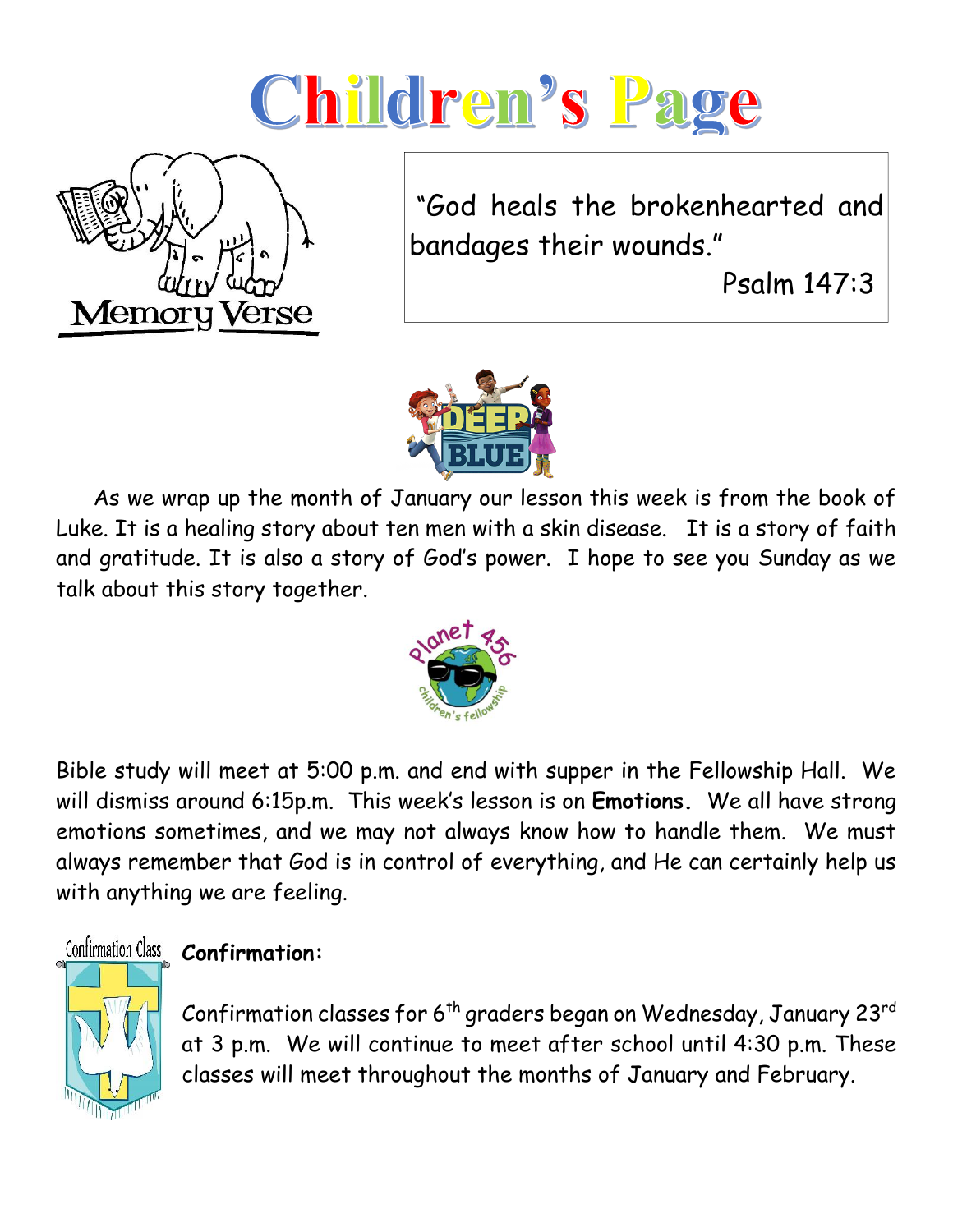# Children's Page

Memory Verse

"God heals the brokenhearted and bandages their wounds."

Psalm 147:3

As we wrap up the month of January our lesson this week is from the book of Luke. It is a healing story about ten men with a skin disease. It is a story of faith and gratitude. It is also a story of God's power. I hope to see you Sunday as we talk about this story together.

Bible study will meet at 5:00 p.m. and end with supper in the Fellowship Hall. We will dismiss around 6:15p.m. This week's lesson is on **Emotions.** We all have strong emotions sometimes, and we may not always know how to handle them. We must always remember that God is in control of everything, and He can certainly help us with anything we are feeling.

**Confirmation:**

Confirmation classes for 6th graders began on Wednesday, January 23rd at 3 p.m. We will continue to meet after school until 4:30 p.m. These classes will meet throughout the months of January and February.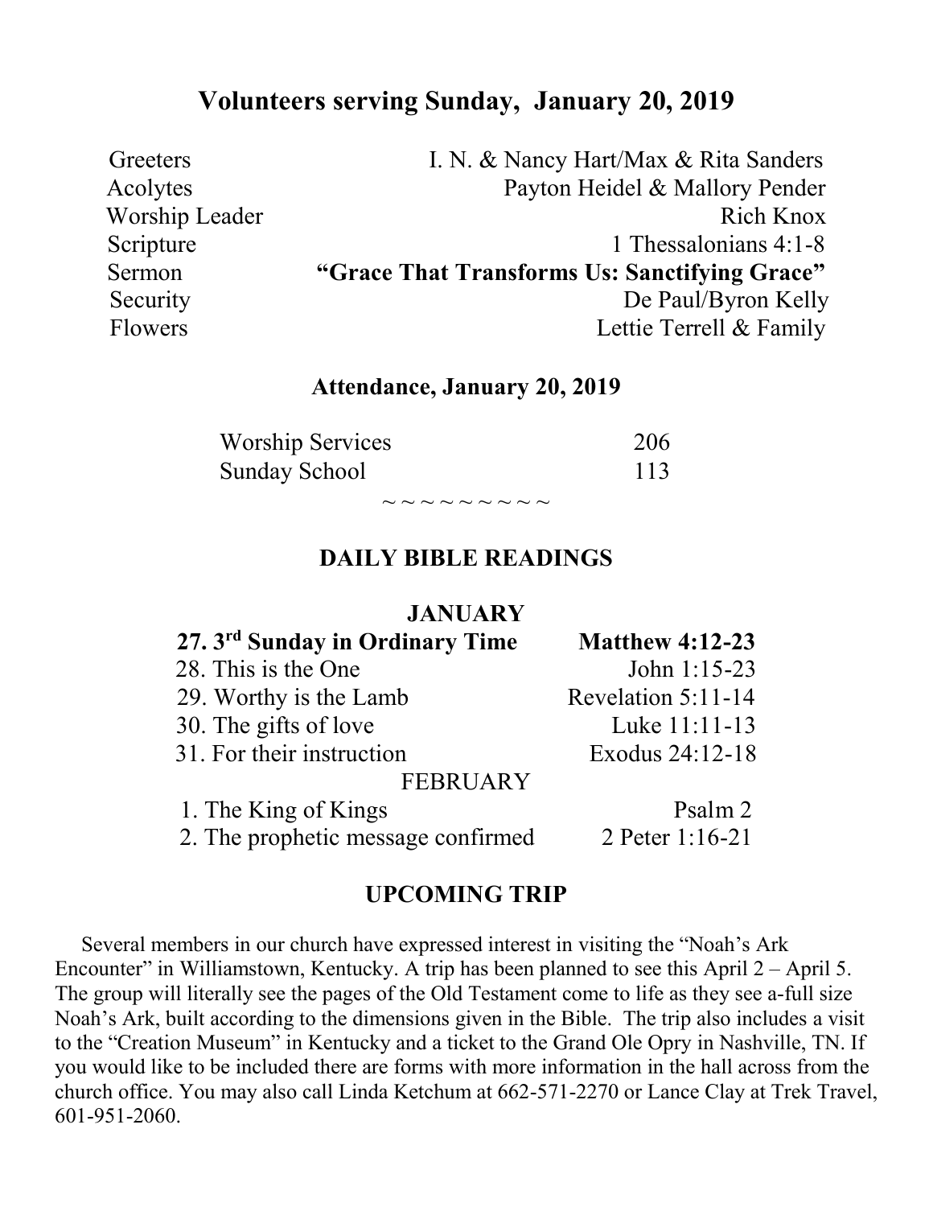## Volunteers serving Sunday, January 20, 2019

| | |
|---|---|
| Greeters | I. N. & Nancy Hart/Max & Rita Sanders |
| Acolytes | Payton Heidel & Mallory Pender |
| Worship Leader | Rich Knox |
| Scripture | 1 Thessalonians 4:1-8 |
| Sermon | **"Grace That Transforms Us: Sanctifying Grace"** |
| Security | De Paul/Byron Kelly |
| Flowers | Lettie Terrell & Family |

### Attendance, January 20, 2019

| | |
|---|---|
| Worship Services | 206 |
| Sunday School | 113 |

~ ~ ~ ~ ~ ~ ~ ~ ~ ~

## DAILY BIBLE READINGS

### JANUARY

| | |
|---|---|
| **27. 3rd Sunday in Ordinary Time** | **Matthew 4:12-23** |
| 28. This is the One | John 1:15-23 |
| 29. Worthy is the Lamb | Revelation 5:11-14 |
| 30. The gifts of love | Luke 11:11-13 |
| 31. For their instruction | Exodus 24:12-18 |

FEBRUARY

| | |
|---|---|
| 1. The King of Kings | Psalm 2 |
| 2. The prophetic message confirmed | 2 Peter 1:16-21 |

## UPCOMING TRIP

Several members in our church have expressed interest in visiting the "Noah's Ark Encounter" in Williamstown, Kentucky. A trip has been planned to see this April 2 – April 5. The group will literally see the pages of the Old Testament come to life as they see a-full size Noah's Ark, built according to the dimensions given in the Bible. The trip also includes a visit to the "Creation Museum" in Kentucky and a ticket to the Grand Ole Opry in Nashville, TN. If you would like to be included there are forms with more information in the hall across from the church office. You may also call Linda Ketchum at 662-571-2270 or Lance Clay at Trek Travel, 601-951-2060.